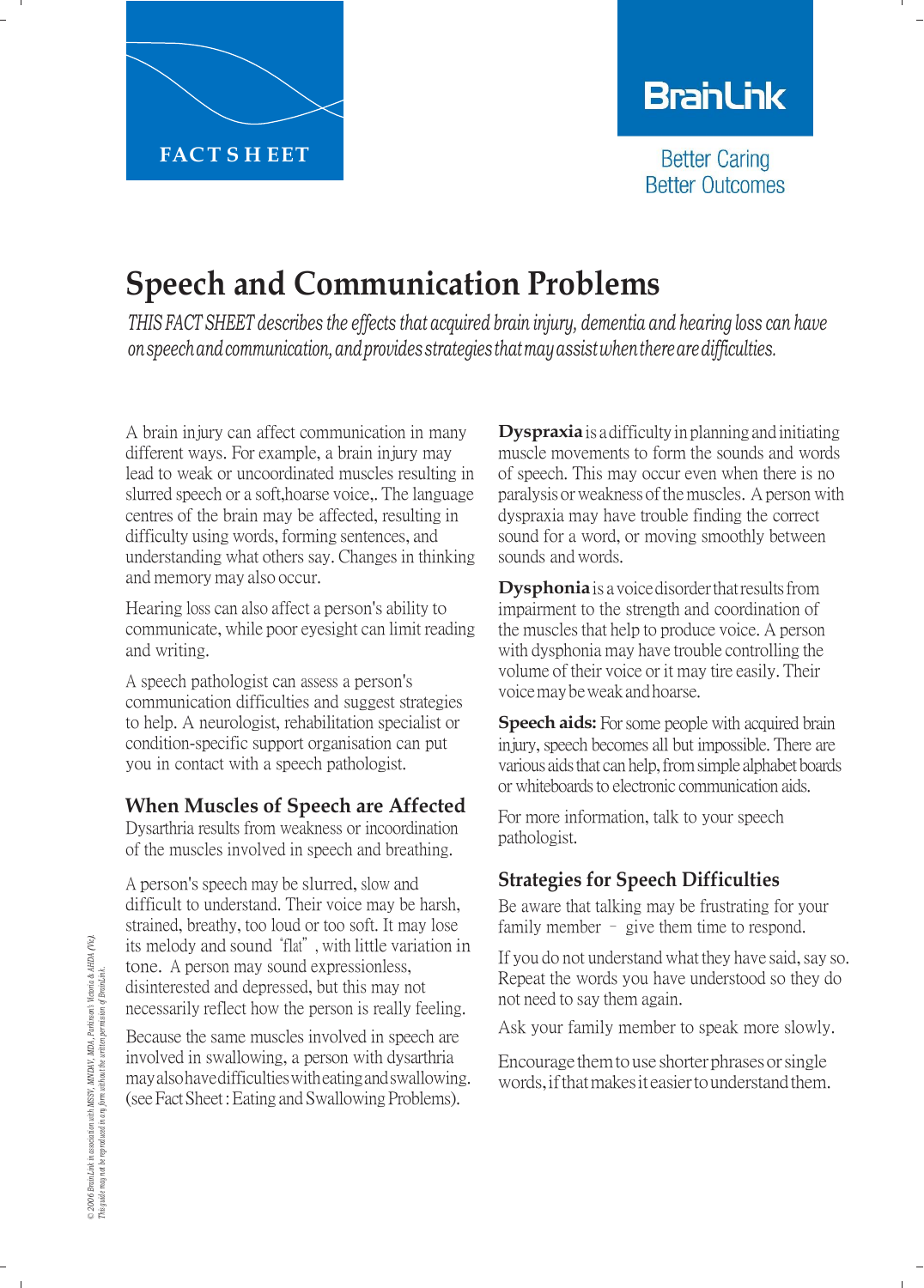FACT SHEET

BrainLink

Better Caring
Better Outcomes

# Speech and Communication Problems

*THIS FACT SHEET describes the effects that acquired brain injury, dementia and hearing loss can have on speech and communication, and provides strategies that may assist when there are difficulties.*

A brain injury can affect communication in many different ways. For example, a brain injury may lead to weak or uncoordinated muscles resulting in slurred speech or a soft,hoarse voice,. The language centres of the brain may be affected, resulting in difficulty using words, forming sentences, and understanding what others say. Changes in thinking and memory may also occur.

Hearing loss can also affect a person's ability to communicate, while poor eyesight can limit reading and writing.

A speech pathologist can assess a person's communication difficulties and suggest strategies to help. A neurologist, rehabilitation specialist or condition-specific support organisation can put you in contact with a speech pathologist.

## When Muscles of Speech are Affected

Dysarthria results from weakness or incoordination of the muscles involved in speech and breathing.

A person's speech may be slurred, slow and difficult to understand. Their voice may be harsh, strained, breathy, too loud or too soft. It may lose its melody and sound "flat", with little variation in tone. A person may sound expressionless, disinterested and depressed, but this may not necessarily reflect how the person is really feeling.

Because the same muscles involved in speech are involved in swallowing, a person with dysarthria may also have difficulties with eating and swallowing. (see Fact Sheet : Eating and Swallowing Problems).

**Dyspraxia** is a difficulty in planning and initiating muscle movements to form the sounds and words of speech. This may occur even when there is no paralysis or weakness of the muscles. A person with dyspraxia may have trouble finding the correct sound for a word, or moving smoothly between sounds and words.

**Dysphonia** is a voice disorder that results from impairment to the strength and coordination of the muscles that help to produce voice. A person with dysphonia may have trouble controlling the volume of their voice or it may tire easily. Their voice may be weak and hoarse.

**Speech aids:** For some people with acquired brain injury, speech becomes all but impossible. There are various aids that can help, from simple alphabet boards or whiteboards to electronic communication aids.

For more information, talk to your speech pathologist.

## Strategies for Speech Difficulties

Be aware that talking may be frustrating for your family member – give them time to respond.

If you do not understand what they have said, say so. Repeat the words you have understood so they do not need to say them again.

Ask your family member to speak more slowly.

Encourage them to use shorter phrases or single words, if that makes it easier to understand them.

© 2006 BrainLink in association with MSSV, MNDAV, MDA, Parkinson's Victoria & AHDA (Vic). This guide may not be reproduced in any form without the written permission of BrainLink.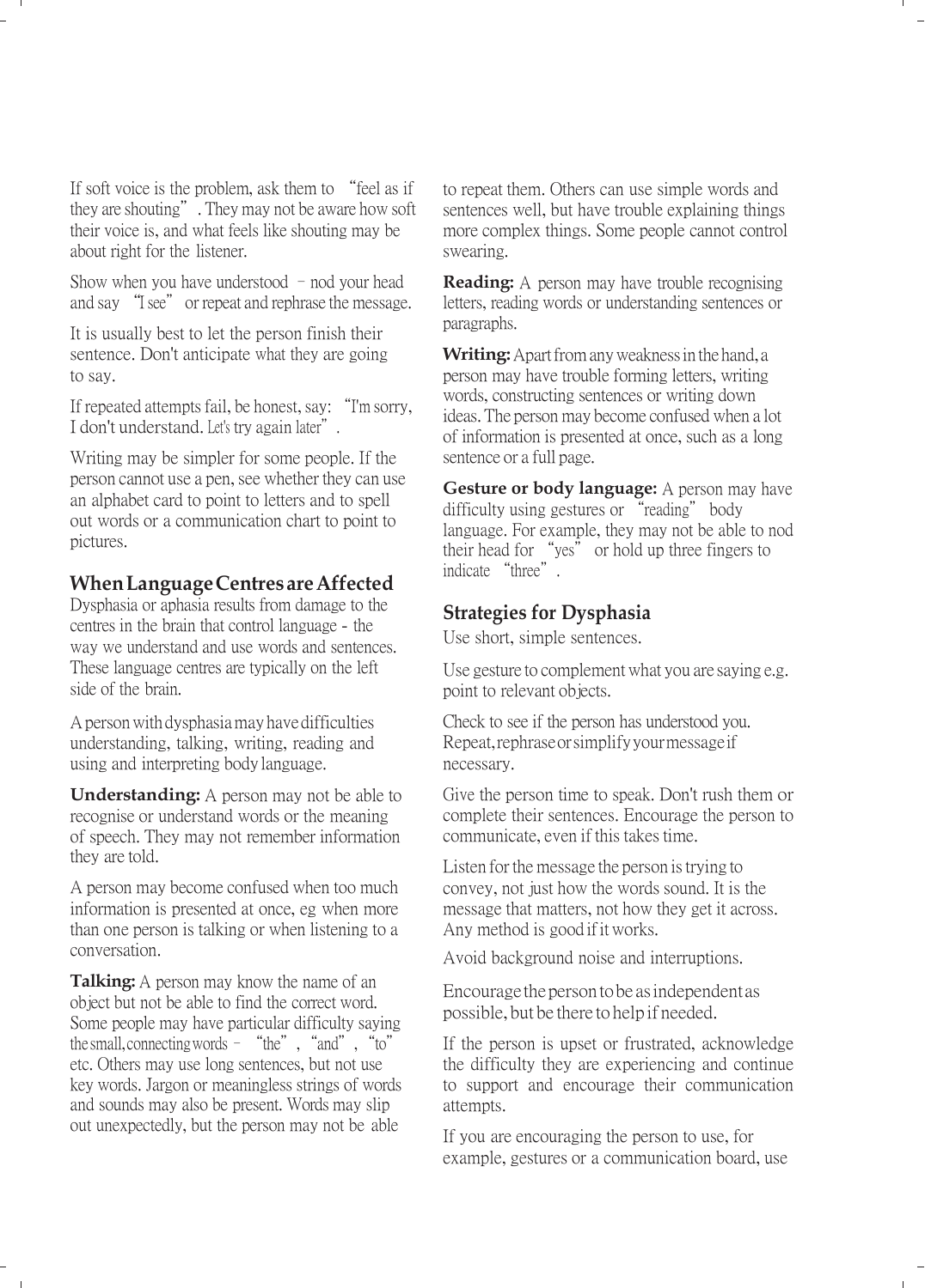If soft voice is the problem, ask them to "feel as if they are shouting". They may not be aware how soft their voice is, and what feels like shouting may be about right for the listener.

Show when you have understood – nod your head and say "I see" or repeat and rephrase the message.

It is usually best to let the person finish their sentence. Don't anticipate what they are going to say.

If repeated attempts fail, be honest, say: "I'm sorry, I don't understand. Let's try again later".

Writing may be simpler for some people. If the person cannot use a pen, see whether they can use an alphabet card to point to letters and to spell out words or a communication chart to point to pictures.

## When Language Centres are Affected

Dysphasia or aphasia results from damage to the centres in the brain that control language - the way we understand and use words and sentences. These language centres are typically on the left side of the brain.

A person with dysphasia may have difficulties understanding, talking, writing, reading and using and interpreting body language.

**Understanding:** A person may not be able to recognise or understand words or the meaning of speech. They may not remember information they are told.

A person may become confused when too much information is presented at once, eg when more than one person is talking or when listening to a conversation.

**Talking:** A person may know the name of an object but not be able to find the correct word. Some people may have particular difficulty saying the small, connecting words – "the", "and", "to" etc. Others may use long sentences, but not use key words. Jargon or meaningless strings of words and sounds may also be present. Words may slip out unexpectedly, but the person may not be able to repeat them. Others can use simple words and sentences well, but have trouble explaining things more complex things. Some people cannot control swearing.

**Reading:** A person may have trouble recognising letters, reading words or understanding sentences or paragraphs.

**Writing:** Apart from any weakness in the hand, a person may have trouble forming letters, writing words, constructing sentences or writing down ideas. The person may become confused when a lot of information is presented at once, such as a long sentence or a full page.

**Gesture or body language:** A person may have difficulty using gestures or "reading" body language. For example, they may not be able to nod their head for "yes" or hold up three fingers to indicate "three".

## Strategies for Dysphasia

Use short, simple sentences.

Use gesture to complement what you are saying e.g. point to relevant objects.

Check to see if the person has understood you. Repeat, rephrase or simplify your message if necessary.

Give the person time to speak. Don't rush them or complete their sentences. Encourage the person to communicate, even if this takes time.

Listen for the message the person is trying to convey, not just how the words sound. It is the message that matters, not how they get it across. Any method is good if it works.

Avoid background noise and interruptions.

Encourage the person to be as independent as possible, but be there to help if needed.

If the person is upset or frustrated, acknowledge the difficulty they are experiencing and continue to support and encourage their communication attempts.

If you are encouraging the person to use, for example, gestures or a communication board, use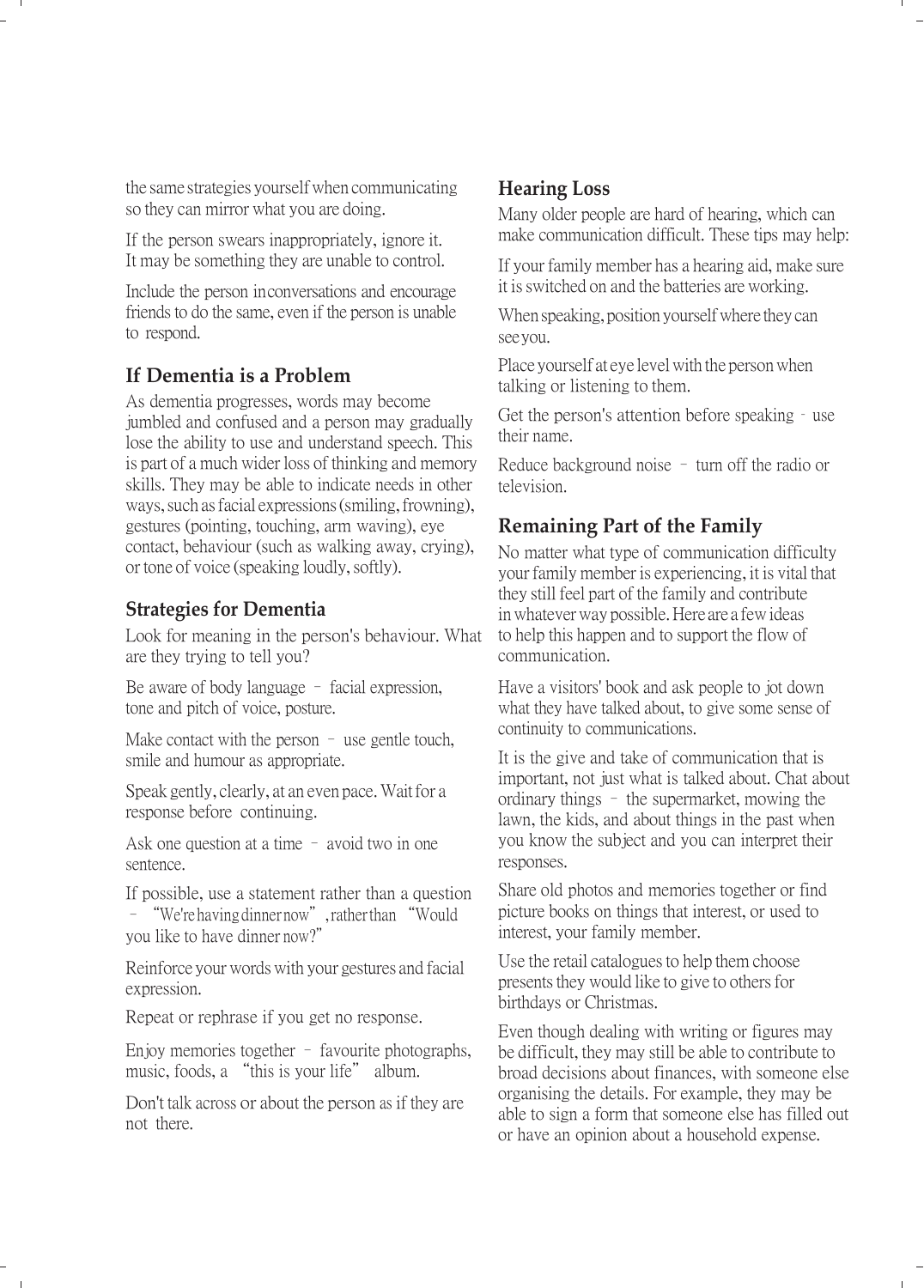the same strategies yourself when communicating so they can mirror what you are doing.

If the person swears inappropriately, ignore it. It may be something they are unable to control.

Include the person in conversations and encourage friends to do the same, even if the person is unable to respond.

## If Dementia is a Problem

As dementia progresses, words may become jumbled and confused and a person may gradually lose the ability to use and understand speech. This is part of a much wider loss of thinking and memory skills. They may be able to indicate needs in other ways, such as facial expressions (smiling, frowning), gestures (pointing, touching, arm waving), eye contact, behaviour (such as walking away, crying), or tone of voice (speaking loudly, softly).

## Strategies for Dementia

Look for meaning in the person's behaviour. What are they trying to tell you?

Be aware of body language – facial expression, tone and pitch of voice, posture.

Make contact with the person – use gentle touch, smile and humour as appropriate.

Speak gently, clearly, at an even pace. Wait for a response before continuing.

Ask one question at a time – avoid two in one sentence.

If possible, use a statement rather than a question – "We're having dinner now", rather than "Would you like to have dinner now?"

Reinforce your words with your gestures and facial expression.

Repeat or rephrase if you get no response.

Enjoy memories together – favourite photographs, music, foods, a "this is your life" album.

Don't talk across or about the person as if they are not there.

## Hearing Loss

Many older people are hard of hearing, which can make communication difficult. These tips may help:

If your family member has a hearing aid, make sure it is switched on and the batteries are working.

When speaking, position yourself where they can see you.

Place yourself at eye level with the person when talking or listening to them.

Get the person's attention before speaking - use their name.

Reduce background noise – turn off the radio or television.

## Remaining Part of the Family

No matter what type of communication difficulty your family member is experiencing, it is vital that they still feel part of the family and contribute in whatever way possible. Here are a few ideas to help this happen and to support the flow of communication.

Have a visitors' book and ask people to jot down what they have talked about, to give some sense of continuity to communications.

It is the give and take of communication that is important, not just what is talked about. Chat about ordinary things – the supermarket, mowing the lawn, the kids, and about things in the past when you know the subject and you can interpret their responses.

Share old photos and memories together or find picture books on things that interest, or used to interest, your family member.

Use the retail catalogues to help them choose presents they would like to give to others for birthdays or Christmas.

Even though dealing with writing or figures may be difficult, they may still be able to contribute to broad decisions about finances, with someone else organising the details. For example, they may be able to sign a form that someone else has filled out or have an opinion about a household expense.